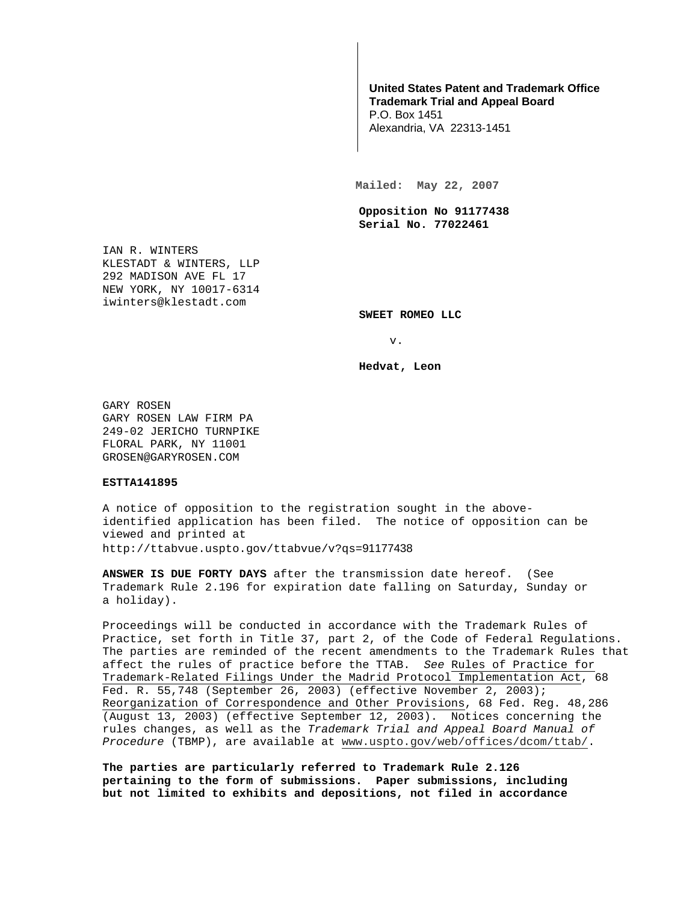**United States Patent and Trademark Office**
**Trademark Trial and Appeal Board**
P.O. Box 1451
Alexandria, VA 22313-1451

**Mailed: May 22, 2007**

**Opposition No 91177438**
**Serial No. 77022461**

IAN R. WINTERS
KLESTADT & WINTERS, LLP
292 MADISON AVE FL 17
NEW YORK, NY 10017-6314
iwinters@klestadt.com

**SWEET ROMEO LLC**

v.

**Hedvat, Leon**

GARY ROSEN
GARY ROSEN LAW FIRM PA
249-02 JERICHO TURNPIKE
FLORAL PARK, NY 11001
GROSEN@GARYROSEN.COM

**ESTTA141895**

A notice of opposition to the registration sought in the above-identified application has been filed. The notice of opposition can be viewed and printed at http://ttabvue.uspto.gov/ttabvue/v?qs=91177438

**ANSWER IS DUE FORTY DAYS** after the transmission date hereof. (See Trademark Rule 2.196 for expiration date falling on Saturday, Sunday or a holiday).

Proceedings will be conducted in accordance with the Trademark Rules of Practice, set forth in Title 37, part 2, of the Code of Federal Regulations. The parties are reminded of the recent amendments to the Trademark Rules that affect the rules of practice before the TTAB. *See* Rules of Practice for Trademark-Related Filings Under the Madrid Protocol Implementation Act, 68 Fed. R. 55,748 (September 26, 2003) (effective November 2, 2003); Reorganization of Correspondence and Other Provisions, 68 Fed. Reg. 48,286 (August 13, 2003) (effective September 12, 2003). Notices concerning the rules changes, as well as the *Trademark Trial and Appeal Board Manual of Procedure* (TBMP), are available at www.uspto.gov/web/offices/dcom/ttab/.

**The parties are particularly referred to Trademark Rule 2.126 pertaining to the form of submissions. Paper submissions, including but not limited to exhibits and depositions, not filed in accordance**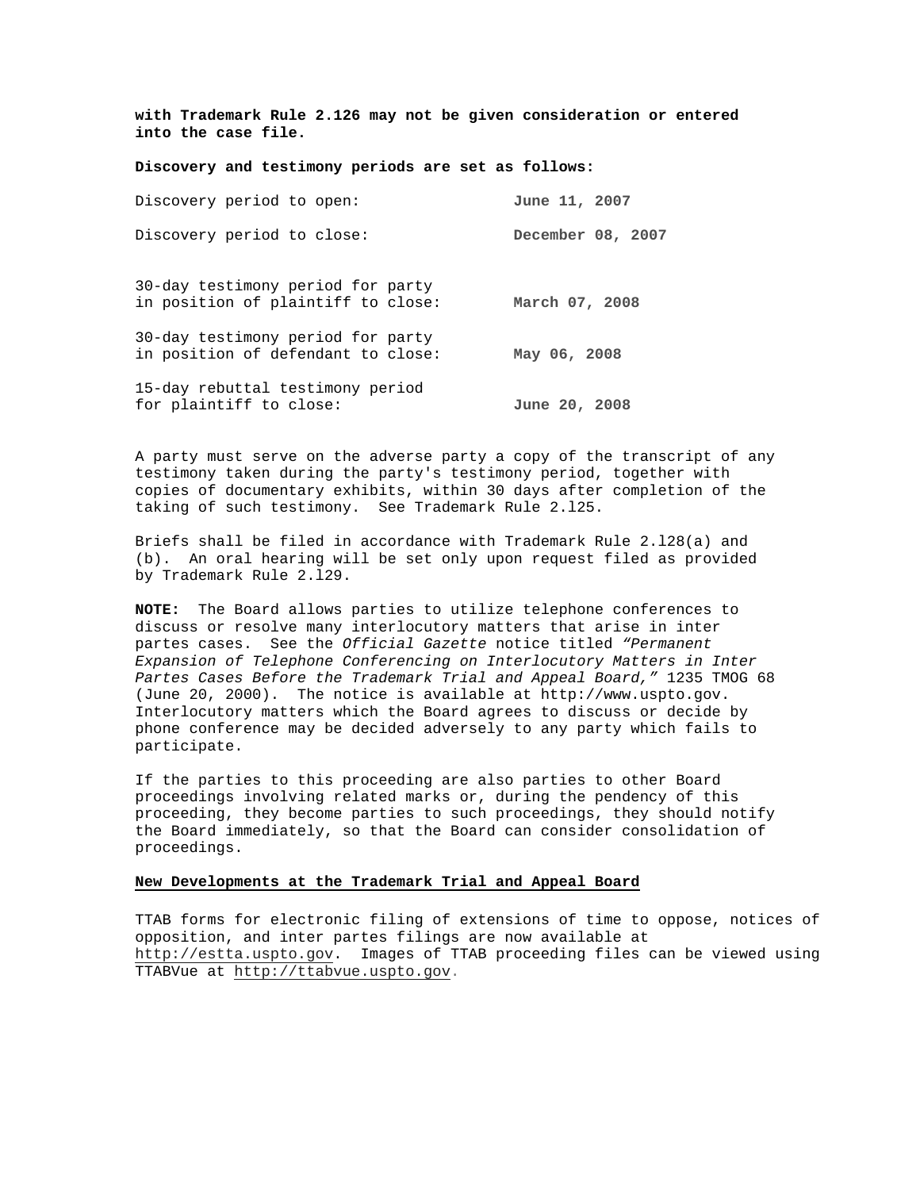**with Trademark Rule 2.126 may not be given consideration or entered into the case file.**

**Discovery and testimony periods are set as follows:**

| | |
|---|---|
| Discovery period to open: | **June 11, 2007** |
| Discovery period to close: | **December 08, 2007** |
| 30-day testimony period for party in position of plaintiff to close: | **March 07, 2008** |
| 30-day testimony period for party in position of defendant to close: | **May 06, 2008** |
| 15-day rebuttal testimony period for plaintiff to close: | **June 20, 2008** |

A party must serve on the adverse party a copy of the transcript of any testimony taken during the party's testimony period, together with copies of documentary exhibits, within 30 days after completion of the taking of such testimony. See Trademark Rule 2.l25.

Briefs shall be filed in accordance with Trademark Rule 2.l28(a) and (b). An oral hearing will be set only upon request filed as provided by Trademark Rule 2.l29.

**NOTE:** The Board allows parties to utilize telephone conferences to discuss or resolve many interlocutory matters that arise in inter partes cases. See the *Official Gazette* notice titled *"Permanent Expansion of Telephone Conferencing on Interlocutory Matters in Inter Partes Cases Before the Trademark Trial and Appeal Board,"* 1235 TMOG 68 (June 20, 2000). The notice is available at http://www.uspto.gov. Interlocutory matters which the Board agrees to discuss or decide by phone conference may be decided adversely to any party which fails to participate.

If the parties to this proceeding are also parties to other Board proceedings involving related marks or, during the pendency of this proceeding, they become parties to such proceedings, they should notify the Board immediately, so that the Board can consider consolidation of proceedings.

**New Developments at the Trademark Trial and Appeal Board**

TTAB forms for electronic filing of extensions of time to oppose, notices of opposition, and inter partes filings are now available at http://estta.uspto.gov. Images of TTAB proceeding files can be viewed using TTABVue at http://ttabvue.uspto.gov.